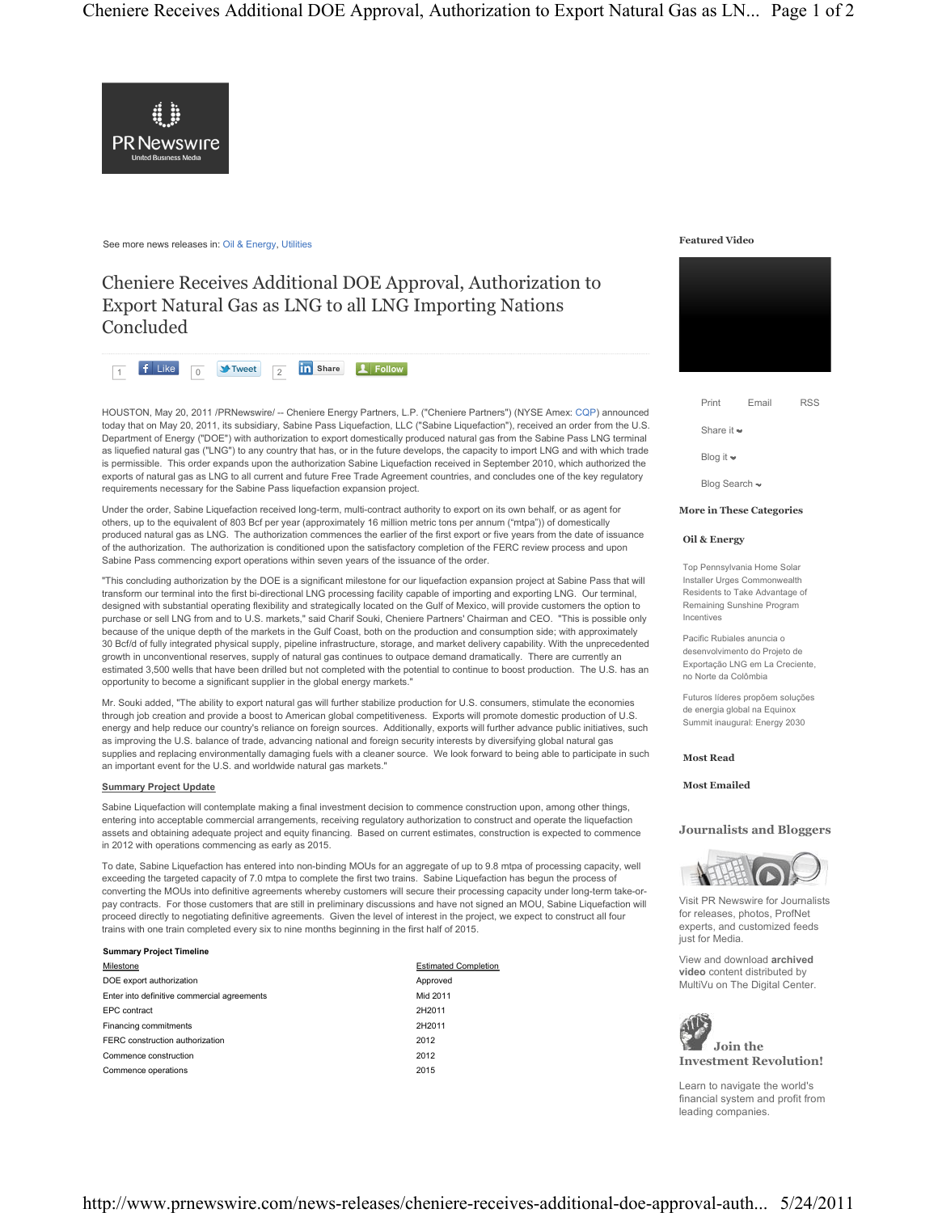See more news releases in: Oil & Energy, Utilities

# Cheniere Receives Additional DOE Approval, Authorization to Export Natural Gas as LNG to all LNG Importing Nations Concluded

HOUSTON, May 20, 2011 /PRNewswire/ -- Cheniere Energy Partners, L.P. ("Cheniere Partners") (NYSE Amex: CQP) announced today that on May 20, 2011, its subsidiary, Sabine Pass Liquefaction, LLC ("Sabine Liquefaction"), received an order from the U.S. Department of Energy ("DOE") with authorization to export domestically produced natural gas from the Sabine Pass LNG terminal as liquefied natural gas ("LNG") to any country that has, or in the future develops, the capacity to import LNG and with which trade is permissible. This order expands upon the authorization Sabine Liquefaction received in September 2010, which authorized the exports of natural gas as LNG to all current and future Free Trade Agreement countries, and concludes one of the key regulatory requirements necessary for the Sabine Pass liquefaction expansion project.

Under the order, Sabine Liquefaction received long-term, multi-contract authority to export on its own behalf, or as agent for others, up to the equivalent of 803 Bcf per year (approximately 16 million metric tons per annum ("mtpa")) of domestically produced natural gas as LNG. The authorization commences the earlier of the first export or five years from the date of issuance of the authorization. The authorization is conditioned upon the satisfactory completion of the FERC review process and upon Sabine Pass commencing export operations within seven years of the issuance of the order.

"This concluding authorization by the DOE is a significant milestone for our liquefaction expansion project at Sabine Pass that will transform our terminal into the first bi-directional LNG processing facility capable of importing and exporting LNG. Our terminal, designed with substantial operating flexibility and strategically located on the Gulf of Mexico, will provide customers the option to purchase or sell LNG from and to U.S. markets," said Charif Souki, Cheniere Partners' Chairman and CEO. "This is possible only because of the unique depth of the markets in the Gulf Coast, both on the production and consumption side; with approximately 30 Bcf/d of fully integrated physical supply, pipeline infrastructure, storage, and market delivery capability. With the unprecedented growth in unconventional reserves, supply of natural gas continues to outpace demand dramatically. There are currently an estimated 3,500 wells that have been drilled but not completed with the potential to continue to boost production. The U.S. has an opportunity to become a significant supplier in the global energy markets."

Mr. Souki added, "The ability to export natural gas will further stabilize production for U.S. consumers, stimulate the economies through job creation and provide a boost to American global competitiveness. Exports will promote domestic production of U.S. energy and help reduce our country's reliance on foreign sources. Additionally, exports will further advance public initiatives, such as improving the U.S. balance of trade, advancing national and foreign security interests by diversifying global natural gas supplies and replacing environmentally damaging fuels with a cleaner source. We look forward to being able to participate in such an important event for the U.S. and worldwide natural gas markets."

**Summary Project Update**

Sabine Liquefaction will contemplate making a final investment decision to commence construction upon, among other things, entering into acceptable commercial arrangements, receiving regulatory authorization to construct and operate the liquefaction assets and obtaining adequate project and equity financing. Based on current estimates, construction is expected to commence in 2012 with operations commencing as early as 2015.

To date, Sabine Liquefaction has entered into non-binding MOUs for an aggregate of up to 9.8 mtpa of processing capacity, well exceeding the targeted capacity of 7.0 mtpa to complete the first two trains. Sabine Liquefaction has begun the process of converting the MOUs into definitive agreements whereby customers will secure their processing capacity under long-term take-or-pay contracts. For those customers that are still in preliminary discussions and have not signed an MOU, Sabine Liquefaction will proceed directly to negotiating definitive agreements. Given the level of interest in the project, we expect to construct all four trains with one train completed every six to nine months beginning in the first half of 2015.

**Summary Project Timeline**

| Milestone | Estimated Completion |
|---|---|
| DOE export authorization | Approved |
| Enter into definitive commercial agreements | Mid 2011 |
| EPC contract | 2H2011 |
| Financing commitments | 2H2011 |
| FERC construction authorization | 2012 |
| Commence construction | 2012 |
| Commence operations | 2015 |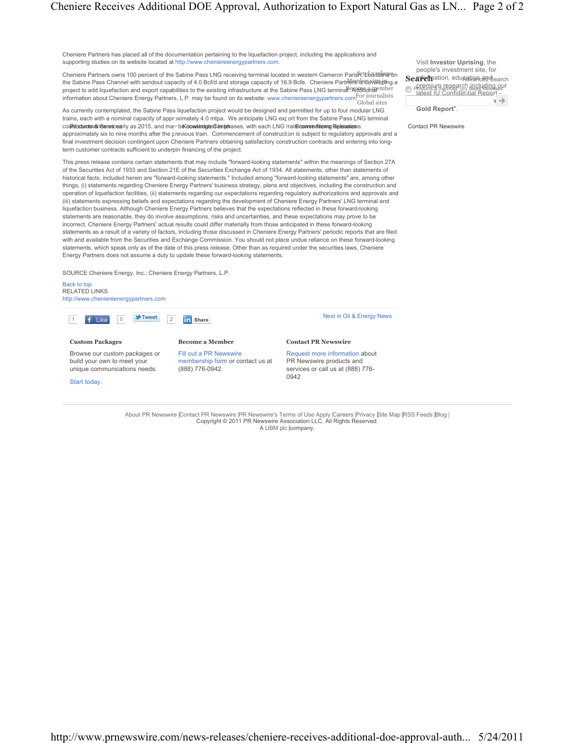Cheniere Partners has placed all of the documentation pertaining to the liquefaction project, including the applications and supporting studies on its website located at http://www.cheniereenergypartners.com.

Cheniere Partners owns 100 percent of the Sabine Pass LNG receiving terminal located in western Cameron Parish, Louisiana on the Sabine Pass Channel with sendout capacity of 4.0 Bcf/d and storage capacity of 16.9 Bcfe. Cheniere Partners is developing a project to add liquefaction and export capabilities to the existing infrastructure at the Sabine Pass LNG terminal. Additional information about Cheniere Energy Partners, L.P. may be found on its website: www.cheniereenergypartners.com.

As currently contemplated, the Sabine Pass liquefaction project would be designed and permitted for up to four modular LNG trains, each with a nominal capacity of approximately 4.0 mtpa. We anticipate LNG export from the Sabine Pass LNG terminal could commence as early as 2015, and may be constructed in phases, with each LNG train commencing operations approximately six to nine months after the previous train. Commencement of construction is subject to regulatory approvals and a final investment decision contingent upon Cheniere Partners obtaining satisfactory construction contracts and entering into long-term customer contracts sufficient to underpin financing of the project.

This press release contains certain statements that may include "forward-looking statements" within the meanings of Section 27A of the Securities Act of 1933 and Section 21E of the Securities Exchange Act of 1934. All statements, other than statements of historical facts, included herein are "forward-looking statements." Included among "forward-looking statements" are, among other things, (i) statements regarding Cheniere Energy Partners' business strategy, plans and objectives, including the construction and operation of liquefaction facilities, (ii) statements regarding our expectations regarding regulatory authorizations and approvals and (iii) statements expressing beliefs and expectations regarding the development of Cheniere Energy Partners' LNG terminal and liquefaction business. Although Cheniere Energy Partners believes that the expectations reflected in these forward-looking statements are reasonable, they do involve assumptions, risks and uncertainties, and these expectations may prove to be incorrect. Cheniere Energy Partners' actual results could differ materially from those anticipated in these forward-looking statements as a result of a variety of factors, including those discussed in Cheniere Energy Partners' periodic reports that are filed with and available from the Securities and Exchange Commission. You should not place undue reliance on these forward-looking statements, which speak only as of the date of this press release. Other than as required under the securities laws, Cheniere Energy Partners does not assume a duty to update these forward-looking statements.

SOURCE Cheniere Energy, Inc.; Cheniere Energy Partners, L.P.

Back to top

RELATED LINKS

http://www.cheniereenergypartners.com

1 Like 0 Tweet 2 Share

Next in Oil & Energy News

**Custom Packages**

Browse our custom packages or build your own to meet your unique communications needs.

Start today.

**Become a Member**

Fill out a PR Newswire membership form or contact us at (888) 776-0942.

**Contact PR Newswire**

Request more information about PR Newswire products and services or call us at (888) 776-0942

Visit **Investor Uprising**, the people's investment site, for information, education and premium research including our latest IU Confidential Report - **Gold Report**".

Contact PR Newswire

About PR Newswire | Contact PR Newswire | PR Newswire's Terms of Use Apply | Careers | Privacy | Site Map | RSS Feeds | Blog |
Copyright © 2011 PR Newswire Association LLC. All Rights Reserved.
A UBM plc company.